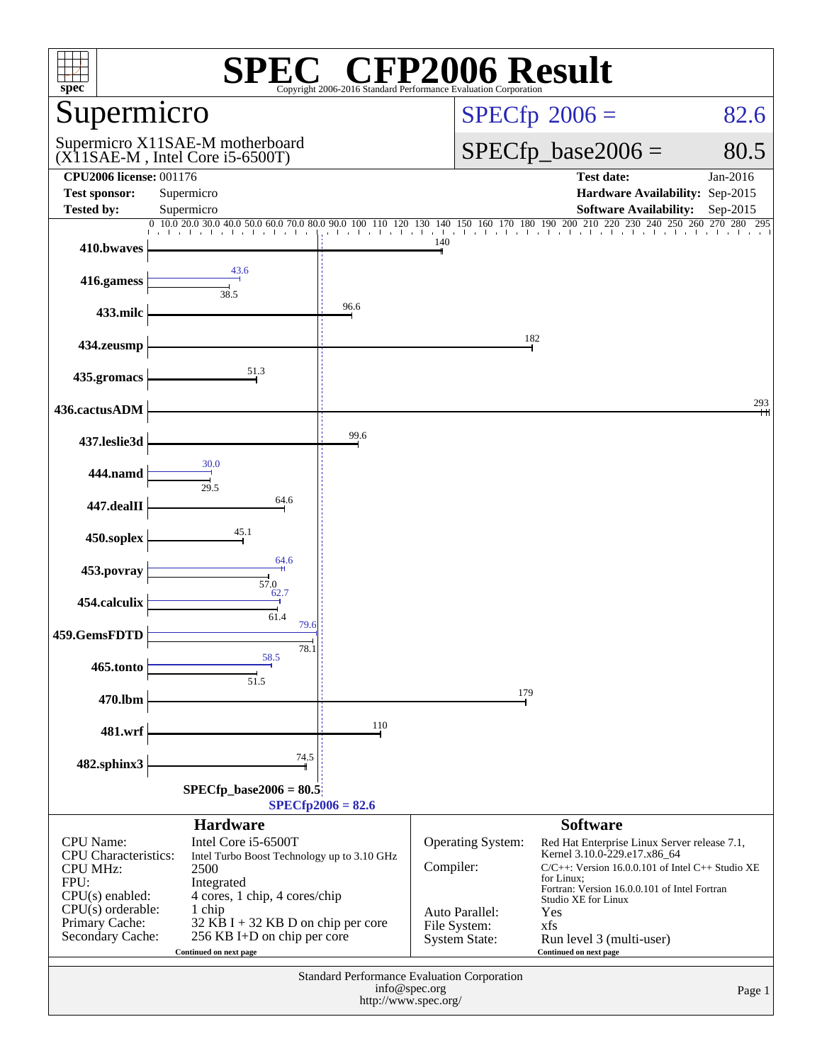# SPEC CFP2006 Result

Copyright 2006-2016 Standard Performance Evaluation Corporation

## Supermicro

Supermicro X11SAE-M motherboard
(X11SAE-M , Intel Core i5-6500T)

SPECfp 2006 = 82.6

SPECfp_base2006 = 80.5

| | | | |
|---|---|---|---|
| **CPU2006 license:** 001176 | | **Test date:** | Jan-2016 |
| **Test sponsor:** | Supermicro | **Hardware Availability:** | Sep-2015 |
| **Tested by:** | Supermicro | **Software Availability:** | Sep-2015 |

| Benchmark | Peak | Base |
|---|---|---|
| 410.bwaves | | 140 |
| 416.gamess | 43.6 | 38.5 |
| 433.milc | | 96.6 |
| 434.zeusmp | | 182 |
| 435.gromacs | | 51.3 |
| 436.cactusADM | | 293 |
| 437.leslie3d | | 99.6 |
| 444.namd | 30.0 | 29.5 |
| 447.dealII | | 64.6 |
| 450.soplex | | 45.1 |
| 453.povray | 64.6 | 57.0 |
| 454.calculix | 62.7 | 61.4 |
| 459.GemsFDTD | 79.6 | 78.1 |
| 465.tonto | 58.5 | 51.5 |
| 470.lbm | | 179 |
| 481.wrf | | 110 |
| 482.sphinx3 | | 74.5 |

SPECfp_base2006 = 80.5

SPECfp2006 = 82.6

### Hardware

| | |
|---|---|
| CPU Name: | Intel Core i5-6500T |
| CPU Characteristics: | Intel Turbo Boost Technology up to 3.10 GHz |
| CPU MHz: | 2500 |
| FPU: | Integrated |
| CPU(s) enabled: | 4 cores, 1 chip, 4 cores/chip |
| CPU(s) orderable: | 1 chip |
| Primary Cache: | 32 KB I + 32 KB D on chip per core |
| Secondary Cache: | 256 KB I+D on chip per core |

Continued on next page

### Software

| | |
|---|---|
| Operating System: | Red Hat Enterprise Linux Server release 7.1, Kernel 3.10.0-229.el7.x86_64 |
| Compiler: | C/C++: Version 16.0.0.101 of Intel C++ Studio XE for Linux; Fortran: Version 16.0.0.101 of Intel Fortran Studio XE for Linux |
| Auto Parallel: | Yes |
| File System: | xfs |
| System State: | Run level 3 (multi-user) |

Continued on next page

Standard Performance Evaluation Corporation
info@spec.org
http://www.spec.org/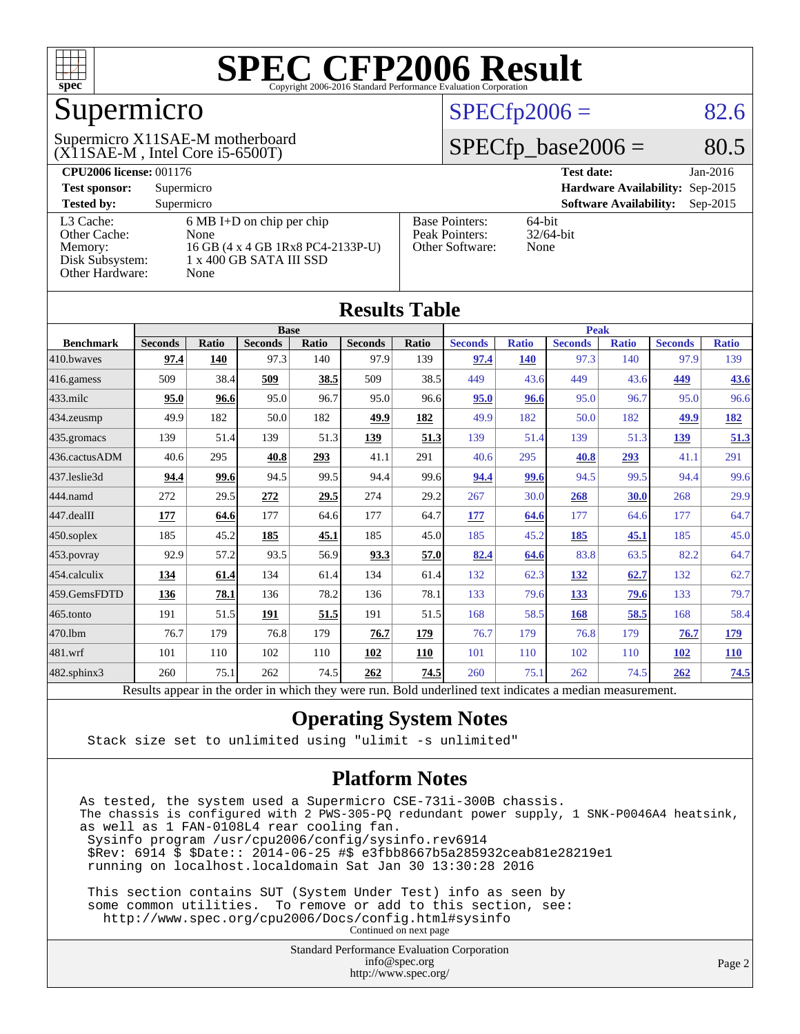# SPEC CFP2006 Result

Copyright 2006-2016 Standard Performance Evaluation Corporation

## Supermicro

Supermicro X11SAE-M motherboard
(X11SAE-M , Intel Core i5-6500T)

SPECfp2006 = 82.6

SPECfp_base2006 = 80.5

| | | | |
|---|---|---|---|
| **CPU2006 license:** 001176 | | **Test date:** | Jan-2016 |
| **Test sponsor:** | Supermicro | **Hardware Availability:** | Sep-2015 |
| **Tested by:** | Supermicro | **Software Availability:** | Sep-2015 |

| | | | |
|---|---|---|---|
| L3 Cache: | 6 MB I+D on chip per chip | Base Pointers: | 64-bit |
| Other Cache: | None | Peak Pointers: | 32/64-bit |
| Memory: | 16 GB (4 x 4 GB 1Rx8 PC4-2133P-U) | Other Software: | None |
| Disk Subsystem: | 1 x 400 GB SATA III SSD | | |
| Other Hardware: | None | | |

## Results Table

| | Base | | | | | | Peak | | | | | |
|---|---|---|---|---|---|---|---|---|---|---|---|---|
| **Benchmark** | **Seconds** | **Ratio** | **Seconds** | **Ratio** | **Seconds** | **Ratio** | **Seconds** | **Ratio** | **Seconds** | **Ratio** | **Seconds** | **Ratio** |
| 410.bwaves | **97.4** | **140** | 97.3 | 140 | 97.9 | 139 | **97.4** | **140** | 97.3 | 140 | 97.9 | 139 |
| 416.gamess | 509 | 38.4 | **509** | **38.5** | 509 | 38.5 | 449 | 43.6 | 449 | 43.6 | **449** | **43.6** |
| 433.milc | **95.0** | **96.6** | 95.0 | 96.7 | 95.0 | 96.6 | **95.0** | **96.6** | 95.0 | 96.7 | 95.0 | 96.6 |
| 434.zeusmp | 49.9 | 182 | 50.0 | 182 | **49.9** | **182** | 49.9 | 182 | 50.0 | 182 | **49.9** | **182** |
| 435.gromacs | 139 | 51.4 | 139 | 51.3 | **139** | **51.3** | 139 | 51.4 | 139 | 51.3 | **139** | **51.3** |
| 436.cactusADM | 40.6 | 295 | **40.8** | **293** | 41.1 | 291 | 40.6 | 295 | **40.8** | **293** | 41.1 | 291 |
| 437.leslie3d | **94.4** | **99.6** | 94.5 | 99.5 | 94.4 | 99.6 | **94.4** | **99.6** | 94.5 | 99.5 | 94.4 | 99.6 |
| 444.namd | 272 | 29.5 | **272** | **29.5** | 274 | 29.2 | 267 | 30.0 | **268** | **30.0** | 268 | 29.9 |
| 447.dealII | **177** | **64.6** | 177 | 64.6 | 177 | 64.7 | **177** | **64.6** | 177 | 64.6 | 177 | 64.7 |
| 450.soplex | 185 | 45.2 | **185** | **45.1** | 185 | 45.0 | 185 | 45.2 | **185** | **45.1** | 185 | 45.0 |
| 453.povray | 92.9 | 57.2 | 93.5 | 56.9 | **93.3** | **57.0** | **82.4** | **64.6** | 83.8 | 63.5 | 82.2 | 64.7 |
| 454.calculix | **134** | **61.4** | 134 | 61.4 | 134 | 61.4 | 132 | 62.3 | **132** | **62.7** | 132 | 62.7 |
| 459.GemsFDTD | **136** | **78.1** | 136 | 78.2 | 136 | 78.1 | 133 | 79.6 | **133** | **79.6** | 133 | 79.7 |
| 465.tonto | 191 | 51.5 | **191** | **51.5** | 191 | 51.5 | 168 | 58.5 | **168** | **58.5** | 168 | 58.4 |
| 470.lbm | 76.7 | 179 | 76.8 | 179 | **76.7** | **179** | 76.7 | 179 | 76.8 | 179 | **76.7** | **179** |
| 481.wrf | 101 | 110 | 102 | 110 | **102** | **110** | 101 | 110 | 102 | 110 | **102** | **110** |
| 482.sphinx3 | 260 | 75.1 | 262 | 74.5 | **262** | **74.5** | 260 | 75.1 | 262 | 74.5 | **262** | **74.5** |

Results appear in the order in which they were run. Bold underlined text indicates a median measurement.

## Operating System Notes

```
Stack size set to unlimited using "ulimit -s unlimited"
```

## Platform Notes

```
As tested, the system used a Supermicro CSE-731i-300B chassis.
The chassis is configured with 2 PWS-305-PQ redundant power supply, 1 SNK-P0046A4 heatsink,
as well as 1 FAN-0108L4 rear cooling fan.
 Sysinfo program /usr/cpu2006/config/sysinfo.rev6914
 $Rev: 6914 $ $Date:: 2014-06-25 #$ e3fbb8667b5a285932ceab81e28219e1
 running on localhost.localdomain Sat Jan 30 13:30:28 2016

 This section contains SUT (System Under Test) info as seen by
 some common utilities.  To remove or add to this section, see:
   http://www.spec.org/cpu2006/Docs/config.html#sysinfo
```

Continued on next page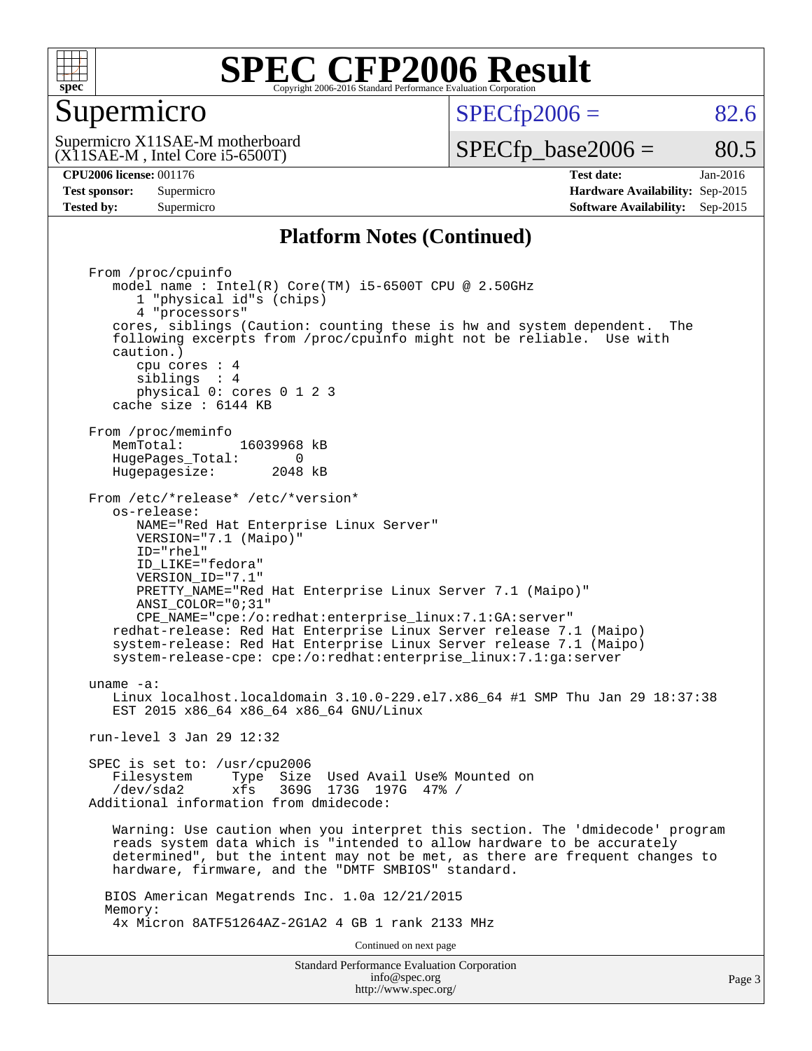# SPEC CFP2006 Result

Copyright 2006-2016 Standard Performance Evaluation Corporation

## Supermicro

Supermicro X11SAE-M motherboard
(X11SAE-M , Intel Core i5-6500T)

SPECfp2006 = 82.6

SPECfp_base2006 = 80.5

| | | | |
|---|---|---|---|
| **CPU2006 license:** 001176 | | **Test date:** | Jan-2016 |
| **Test sponsor:** | Supermicro | **Hardware Availability:** | Sep-2015 |
| **Tested by:** | Supermicro | **Software Availability:** | Sep-2015 |

### Platform Notes (Continued)

```
From /proc/cpuinfo
   model name : Intel(R) Core(TM) i5-6500T CPU @ 2.50GHz
      1 "physical id"s (chips)
      4 "processors"
   cores, siblings (Caution: counting these is hw and system dependent.  The
   following excerpts from /proc/cpuinfo might not be reliable.  Use with
   caution.)
      cpu cores : 4
      siblings  : 4
      physical 0: cores 0 1 2 3
   cache size : 6144 KB

From /proc/meminfo
   MemTotal:       16039968 kB
   HugePages_Total:       0
   Hugepagesize:       2048 kB

From /etc/*release* /etc/*version*
   os-release:
      NAME="Red Hat Enterprise Linux Server"
      VERSION="7.1 (Maipo)"
      ID="rhel"
      ID_LIKE="fedora"
      VERSION_ID="7.1"
      PRETTY_NAME="Red Hat Enterprise Linux Server 7.1 (Maipo)"
      ANSI_COLOR="0;31"
      CPE_NAME="cpe:/o:redhat:enterprise_linux:7.1:GA:server"
   redhat-release: Red Hat Enterprise Linux Server release 7.1 (Maipo)
   system-release: Red Hat Enterprise Linux Server release 7.1 (Maipo)
   system-release-cpe: cpe:/o:redhat:enterprise_linux:7.1:ga:server

uname -a:
   Linux localhost.localdomain 3.10.0-229.el7.x86_64 #1 SMP Thu Jan 29 18:37:38
   EST 2015 x86_64 x86_64 x86_64 GNU/Linux

run-level 3 Jan 29 12:32

SPEC is set to: /usr/cpu2006
   Filesystem     Type  Size  Used Avail Use% Mounted on
   /dev/sda2      xfs   369G  173G  197G  47% /
Additional information from dmidecode:

   Warning: Use caution when you interpret this section. The 'dmidecode' program
   reads system data which is "intended to allow hardware to be accurately
   determined", but the intent may not be met, as there are frequent changes to
   hardware, firmware, and the "DMTF SMBIOS" standard.

  BIOS American Megatrends Inc. 1.0a 12/21/2015
  Memory:
   4x Micron 8ATF51264AZ-2G1A2 4 GB 1 rank 2133 MHz
```

Continued on next page

Standard Performance Evaluation Corporation
info@spec.org
http://www.spec.org/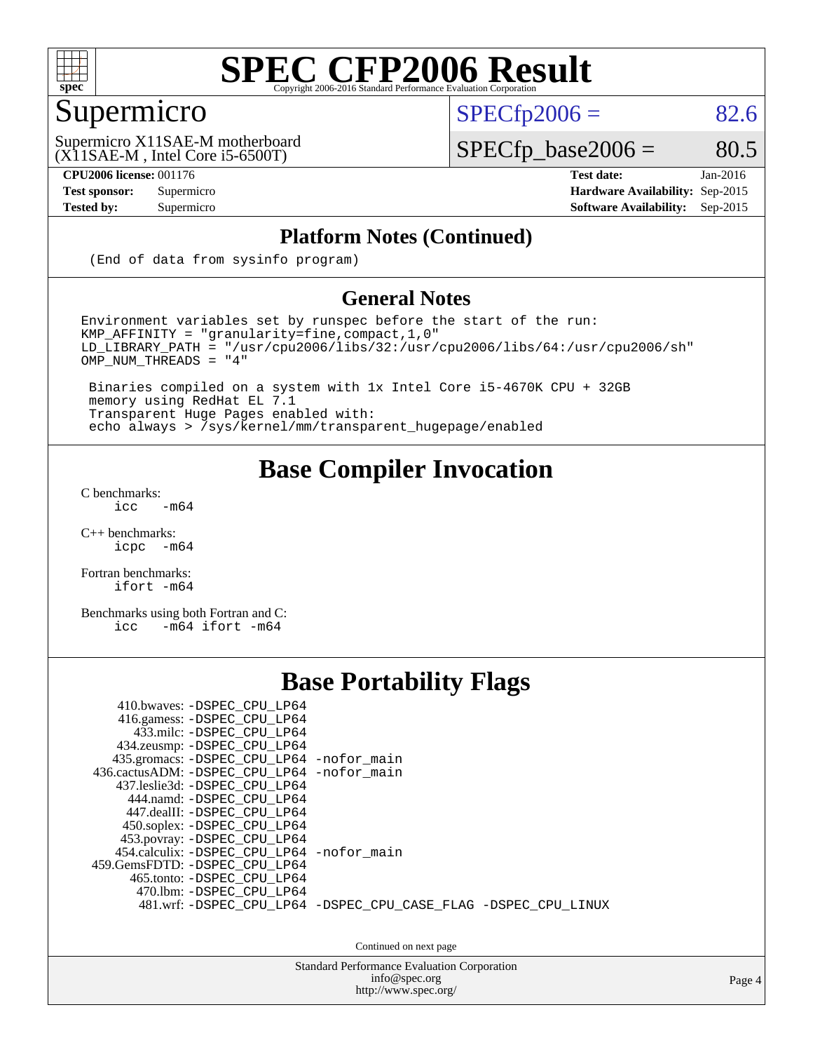# SPEC CFP2006 Result

Copyright 2006-2016 Standard Performance Evaluation Corporation

## Supermicro

Supermicro X11SAE-M motherboard
(X11SAE-M , Intel Core i5-6500T)

SPECfp2006 = 82.6

SPECfp_base2006 = 80.5

| | | | |
|---|---|---|---|
| **CPU2006 license:** 001176 | | **Test date:** | Jan-2016 |
| **Test sponsor:** | Supermicro | **Hardware Availability:** | Sep-2015 |
| **Tested by:** | Supermicro | **Software Availability:** | Sep-2015 |

## Platform Notes (Continued)

```
(End of data from sysinfo program)
```

## General Notes

```
Environment variables set by runspec before the start of the run:
KMP_AFFINITY = "granularity=fine,compact,1,0"
LD_LIBRARY_PATH = "/usr/cpu2006/libs/32:/usr/cpu2006/libs/64:/usr/cpu2006/sh"
OMP_NUM_THREADS = "4"

 Binaries compiled on a system with 1x Intel Core i5-4670K CPU + 32GB
 memory using RedHat EL 7.1
 Transparent Huge Pages enabled with:
 echo always > /sys/kernel/mm/transparent_hugepage/enabled
```

## Base Compiler Invocation

C benchmarks:
`icc -m64`

C++ benchmarks:
`icpc -m64`

Fortran benchmarks:
`ifort -m64`

Benchmarks using both Fortran and C:
`icc -m64 ifort -m64`

## Base Portability Flags

```
    410.bwaves: -DSPEC_CPU_LP64
    416.gamess: -DSPEC_CPU_LP64
      433.milc: -DSPEC_CPU_LP64
    434.zeusmp: -DSPEC_CPU_LP64
   435.gromacs: -DSPEC_CPU_LP64 -nofor_main
 436.cactusADM: -DSPEC_CPU_LP64 -nofor_main
   437.leslie3d: -DSPEC_CPU_LP64
      444.namd: -DSPEC_CPU_LP64
     447.dealII: -DSPEC_CPU_LP64
    450.soplex: -DSPEC_CPU_LP64
    453.povray: -DSPEC_CPU_LP64
   454.calculix: -DSPEC_CPU_LP64 -nofor_main
 459.GemsFDTD: -DSPEC_CPU_LP64
     465.tonto: -DSPEC_CPU_LP64
       470.lbm: -DSPEC_CPU_LP64
       481.wrf: -DSPEC_CPU_LP64 -DSPEC_CPU_CASE_FLAG -DSPEC_CPU_LINUX
```

Continued on next page

Standard Performance Evaluation Corporation
info@spec.org
http://www.spec.org/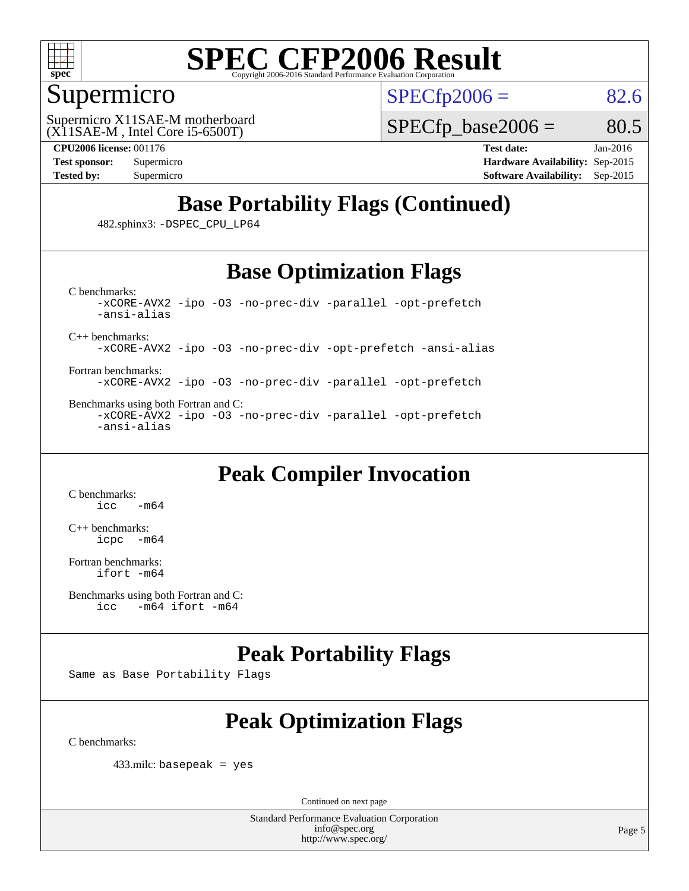# SPEC CFP2006 Result

Copyright 2006-2016 Standard Performance Evaluation Corporation

## Supermicro

Supermicro X11SAE-M motherboard
(X11SAE-M , Intel Core i5-6500T)

SPECfp2006 = 82.6

SPECfp_base2006 = 80.5

**CPU2006 license:** 001176
**Test sponsor:** Supermicro
**Tested by:** Supermicro

**Test date:** Jan-2016
**Hardware Availability:** Sep-2015
**Software Availability:** Sep-2015

## Base Portability Flags (Continued)

482.sphinx3: `-DSPEC_CPU_LP64`

## Base Optimization Flags

C benchmarks:
```
-xCORE-AVX2 -ipo -O3 -no-prec-div -parallel -opt-prefetch
-ansi-alias
```

C++ benchmarks:
```
-xCORE-AVX2 -ipo -O3 -no-prec-div -opt-prefetch -ansi-alias
```

Fortran benchmarks:
```
-xCORE-AVX2 -ipo -O3 -no-prec-div -parallel -opt-prefetch
```

Benchmarks using both Fortran and C:
```
-xCORE-AVX2 -ipo -O3 -no-prec-div -parallel -opt-prefetch
-ansi-alias
```

## Peak Compiler Invocation

C benchmarks:
```
icc   -m64
```

C++ benchmarks:
```
icpc  -m64
```

Fortran benchmarks:
```
ifort -m64
```

Benchmarks using both Fortran and C:
```
icc   -m64 ifort -m64
```

## Peak Portability Flags

Same as Base Portability Flags

## Peak Optimization Flags

C benchmarks:

433.milc: `basepeak = yes`

Continued on next page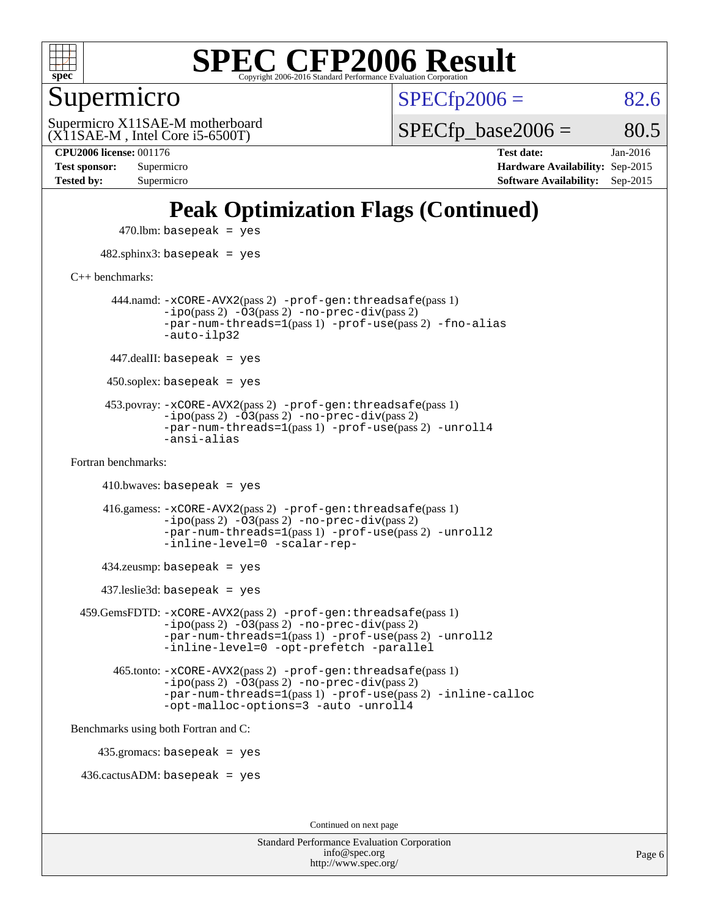# Peak Optimization Flags (Continued)

470.lbm: basepeak = yes

482.sphinx3: basepeak = yes

C++ benchmarks:

444.namd: -xCORE-AVX2(pass 2) -prof-gen:threadsafe(pass 1) -ipo(pass 2) -O3(pass 2) -no-prec-div(pass 2) -par-num-threads=1(pass 1) -prof-use(pass 2) -fno-alias -auto-ilp32

447.dealII: basepeak = yes

450.soplex: basepeak = yes

453.povray: -xCORE-AVX2(pass 2) -prof-gen:threadsafe(pass 1) -ipo(pass 2) -O3(pass 2) -no-prec-div(pass 2) -par-num-threads=1(pass 1) -prof-use(pass 2) -unroll4 -ansi-alias

Fortran benchmarks:

410.bwaves: basepeak = yes

416.gamess: -xCORE-AVX2(pass 2) -prof-gen:threadsafe(pass 1) -ipo(pass 2) -O3(pass 2) -no-prec-div(pass 2) -par-num-threads=1(pass 1) -prof-use(pass 2) -unroll2 -inline-level=0 -scalar-rep-

434.zeusmp: basepeak = yes

437.leslie3d: basepeak = yes

459.GemsFDTD: -xCORE-AVX2(pass 2) -prof-gen:threadsafe(pass 1) -ipo(pass 2) -O3(pass 2) -no-prec-div(pass 2) -par-num-threads=1(pass 1) -prof-use(pass 2) -unroll2 -inline-level=0 -opt-prefetch -parallel

465.tonto: -xCORE-AVX2(pass 2) -prof-gen:threadsafe(pass 1) -ipo(pass 2) -O3(pass 2) -no-prec-div(pass 2) -par-num-threads=1(pass 1) -prof-use(pass 2) -inline-calloc -opt-malloc-options=3 -auto -unroll4

Benchmarks using both Fortran and C:

435.gromacs: basepeak = yes

436.cactusADM: basepeak = yes

Continued on next page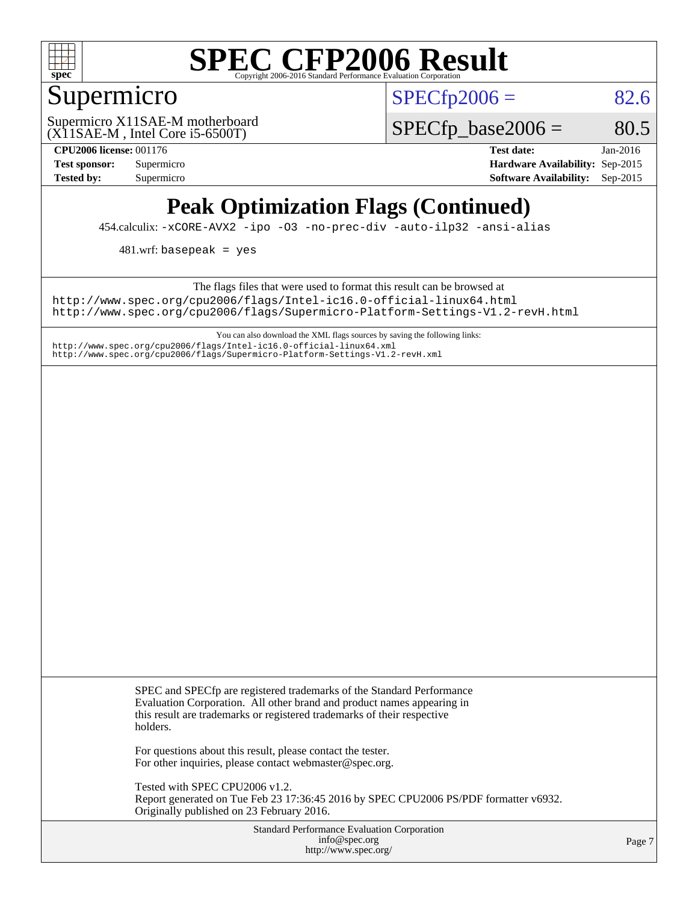# Peak Optimization Flags (Continued)

454.calculix: -xCORE-AVX2 -ipo -O3 -no-prec-div -auto-ilp32 -ansi-alias

481.wrf: basepeak = yes

The flags files that were used to format this result can be browsed at
http://www.spec.org/cpu2006/flags/Intel-ic16.0-official-linux64.html
http://www.spec.org/cpu2006/flags/Supermicro-Platform-Settings-V1.2-revH.html

You can also download the XML flags sources by saving the following links:
http://www.spec.org/cpu2006/flags/Intel-ic16.0-official-linux64.xml
http://www.spec.org/cpu2006/flags/Supermicro-Platform-Settings-V1.2-revH.xml

SPEC and SPECfp are registered trademarks of the Standard Performance Evaluation Corporation. All other brand and product names appearing in this result are trademarks or registered trademarks of their respective holders.

For questions about this result, please contact the tester.
For other inquiries, please contact webmaster@spec.org.

Tested with SPEC CPU2006 v1.2.
Report generated on Tue Feb 23 17:36:45 2016 by SPEC CPU2006 PS/PDF formatter v6932.
Originally published on 23 February 2016.